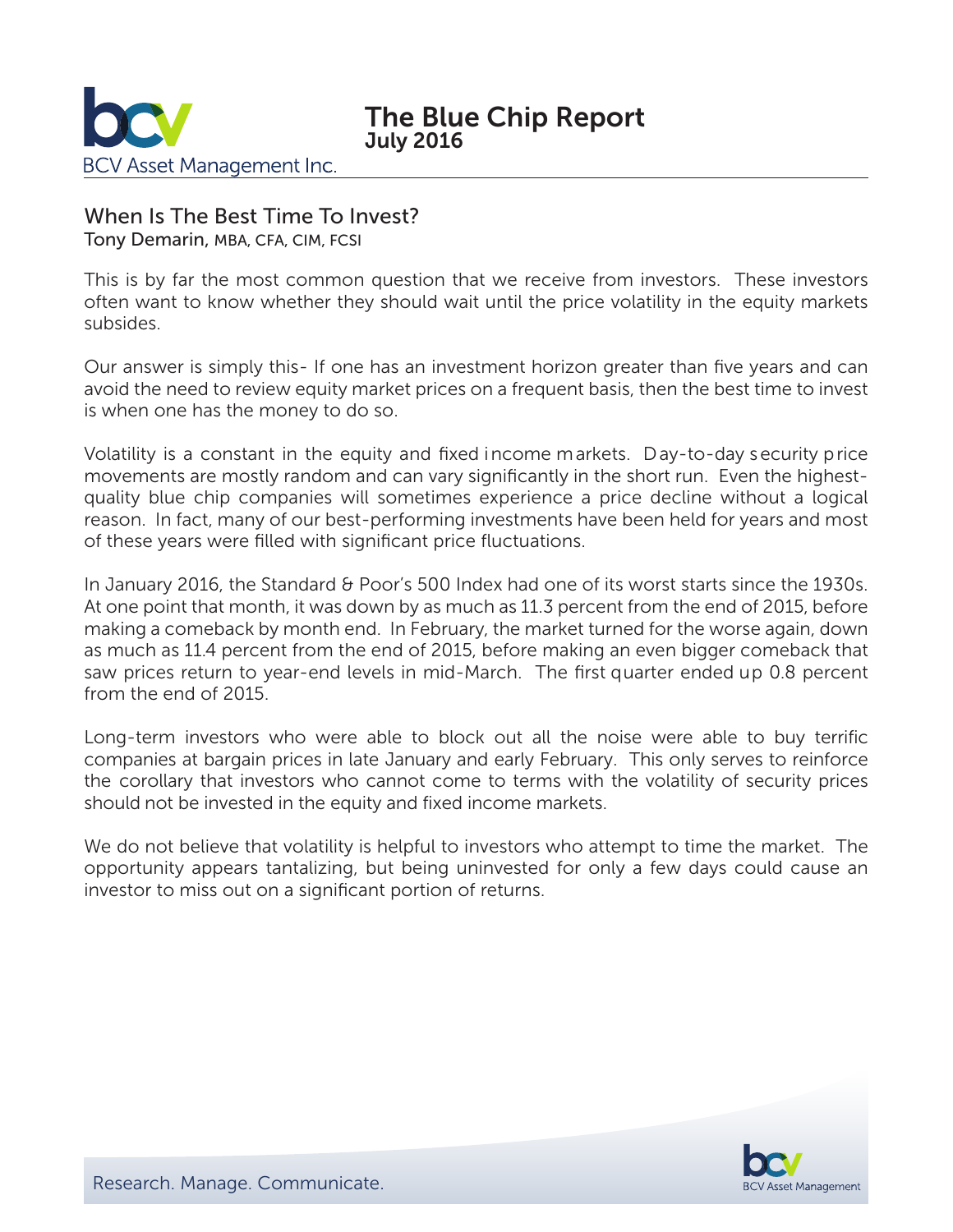BCV Asset Management Inc.

# The Blue Chip Report
**July 2016**

## When Is The Best Time To Invest?

Tony Demarin, MBA, CFA, CIM, FCSI

This is by far the most common question that we receive from investors. These investors often want to know whether they should wait until the price volatility in the equity markets subsides.

Our answer is simply this- If one has an investment horizon greater than five years and can avoid the need to review equity market prices on a frequent basis, then the best time to invest is when one has the money to do so.

Volatility is a constant in the equity and fixed income markets. Day-to-day security price movements are mostly random and can vary significantly in the short run. Even the highest-quality blue chip companies will sometimes experience a price decline without a logical reason. In fact, many of our best-performing investments have been held for years and most of these years were filled with significant price fluctuations.

In January 2016, the Standard & Poor's 500 Index had one of its worst starts since the 1930s. At one point that month, it was down by as much as 11.3 percent from the end of 2015, before making a comeback by month end. In February, the market turned for the worse again, down as much as 11.4 percent from the end of 2015, before making an even bigger comeback that saw prices return to year-end levels in mid-March. The first quarter ended up 0.8 percent from the end of 2015.

Long-term investors who were able to block out all the noise were able to buy terrific companies at bargain prices in late January and early February. This only serves to reinforce the corollary that investors who cannot come to terms with the volatility of security prices should not be invested in the equity and fixed income markets.

We do not believe that volatility is helpful to investors who attempt to time the market. The opportunity appears tantalizing, but being uninvested for only a few days could cause an investor to miss out on a significant portion of returns.

Research. Manage. Communicate.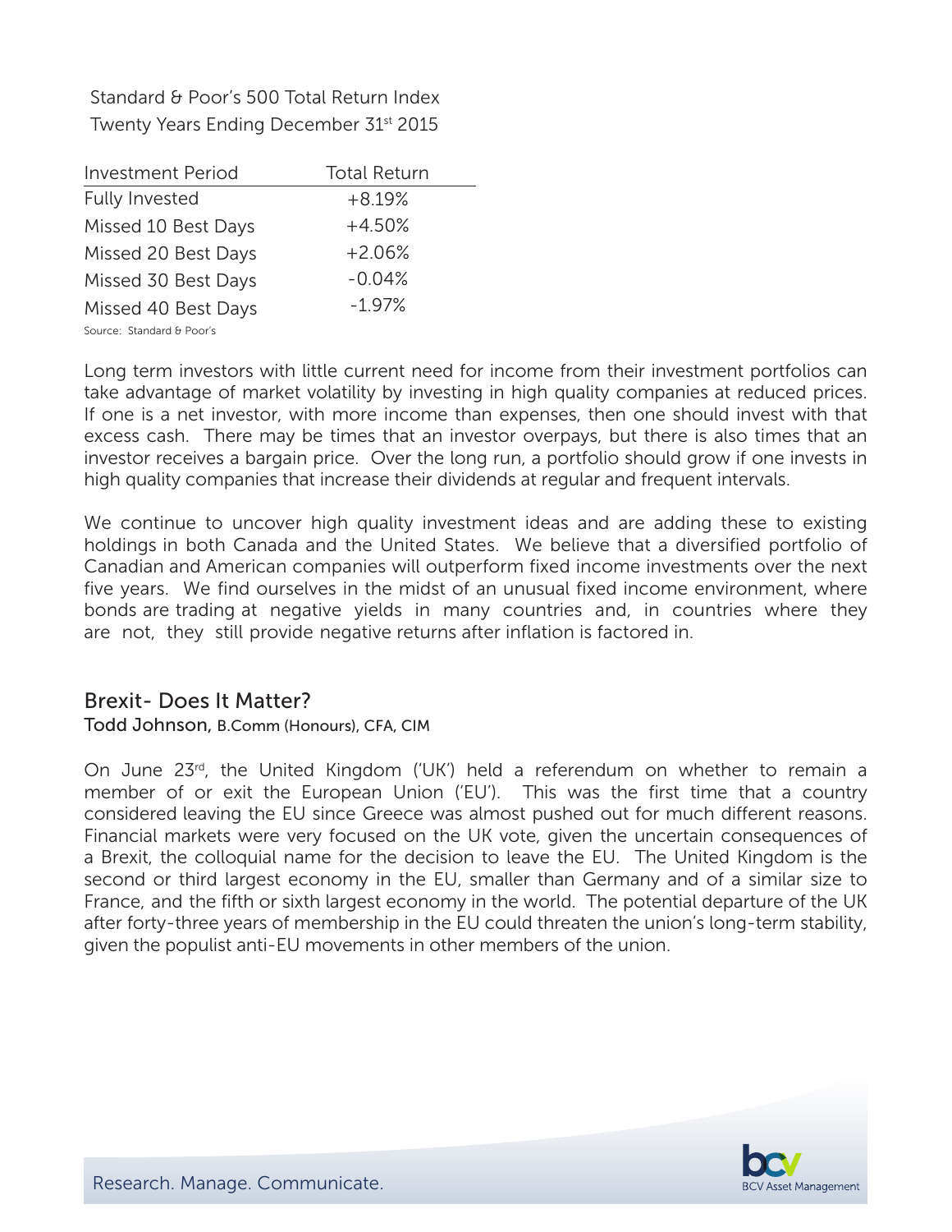Standard & Poor's 500 Total Return Index
Twenty Years Ending December 31st 2015

| Investment Period | Total Return |
|---|---|
| Fully Invested | +8.19% |
| Missed 10 Best Days | +4.50% |
| Missed 20 Best Days | +2.06% |
| Missed 30 Best Days | -0.04% |
| Missed 40 Best Days | -1.97% |

Source: Standard & Poor's

Long term investors with little current need for income from their investment portfolios can take advantage of market volatility by investing in high quality companies at reduced prices. If one is a net investor, with more income than expenses, then one should invest with that excess cash. There may be times that an investor overpays, but there is also times that an investor receives a bargain price. Over the long run, a portfolio should grow if one invests in high quality companies that increase their dividends at regular and frequent intervals.

We continue to uncover high quality investment ideas and are adding these to existing holdings in both Canada and the United States. We believe that a diversified portfolio of Canadian and American companies will outperform fixed income investments over the next five years. We find ourselves in the midst of an unusual fixed income environment, where bonds are trading at negative yields in many countries and, in countries where they are not, they still provide negative returns after inflation is factored in.

## Brexit- Does It Matter?

**Todd Johnson,** B.Comm (Honours), CFA, CIM

On June 23rd, the United Kingdom ('UK') held a referendum on whether to remain a member of or exit the European Union ('EU'). This was the first time that a country considered leaving the EU since Greece was almost pushed out for much different reasons. Financial markets were very focused on the UK vote, given the uncertain consequences of a Brexit, the colloquial name for the decision to leave the EU. The United Kingdom is the second or third largest economy in the EU, smaller than Germany and of a similar size to France, and the fifth or sixth largest economy in the world. The potential departure of the UK after forty-three years of membership in the EU could threaten the union's long-term stability, given the populist anti-EU movements in other members of the union.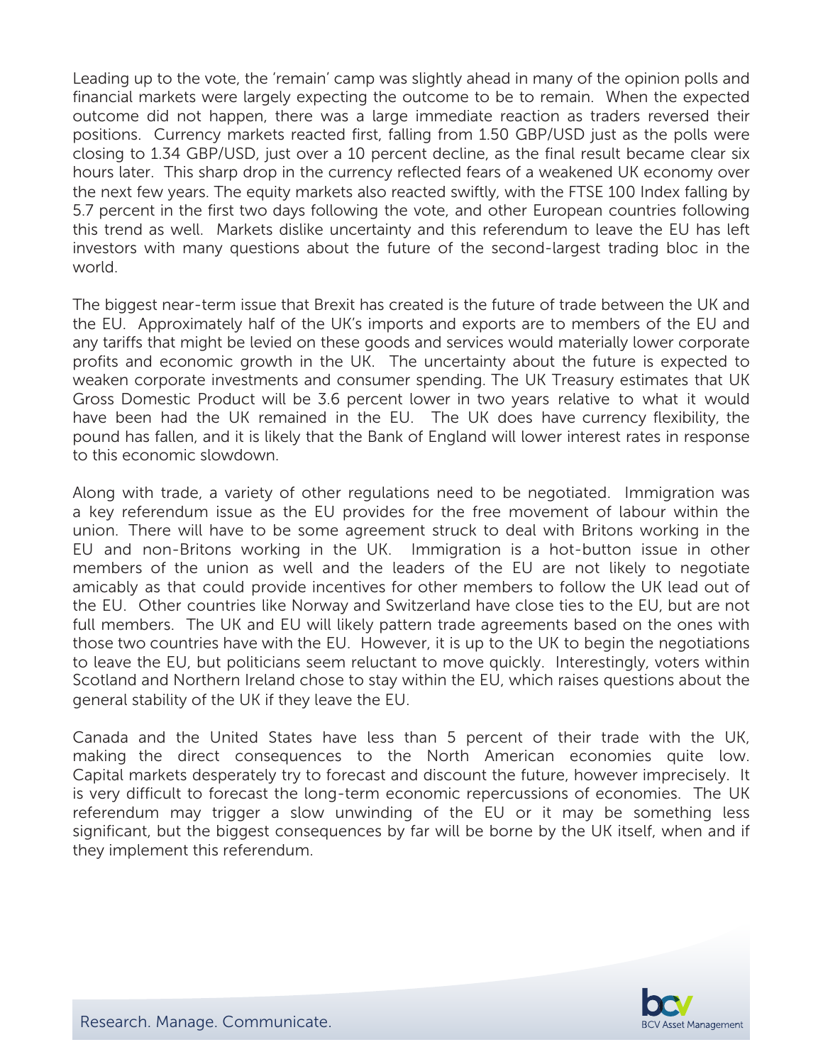Leading up to the vote, the 'remain' camp was slightly ahead in many of the opinion polls and financial markets were largely expecting the outcome to be to remain. When the expected outcome did not happen, there was a large immediate reaction as traders reversed their positions. Currency markets reacted first, falling from 1.50 GBP/USD just as the polls were closing to 1.34 GBP/USD, just over a 10 percent decline, as the final result became clear six hours later. This sharp drop in the currency reflected fears of a weakened UK economy over the next few years. The equity markets also reacted swiftly, with the FTSE 100 Index falling by 5.7 percent in the first two days following the vote, and other European countries following this trend as well. Markets dislike uncertainty and this referendum to leave the EU has left investors with many questions about the future of the second-largest trading bloc in the world.

The biggest near-term issue that Brexit has created is the future of trade between the UK and the EU. Approximately half of the UK's imports and exports are to members of the EU and any tariffs that might be levied on these goods and services would materially lower corporate profits and economic growth in the UK. The uncertainty about the future is expected to weaken corporate investments and consumer spending. The UK Treasury estimates that UK Gross Domestic Product will be 3.6 percent lower in two years relative to what it would have been had the UK remained in the EU. The UK does have currency flexibility, the pound has fallen, and it is likely that the Bank of England will lower interest rates in response to this economic slowdown.

Along with trade, a variety of other regulations need to be negotiated. Immigration was a key referendum issue as the EU provides for the free movement of labour within the union. There will have to be some agreement struck to deal with Britons working in the EU and non-Britons working in the UK. Immigration is a hot-button issue in other members of the union as well and the leaders of the EU are not likely to negotiate amicably as that could provide incentives for other members to follow the UK lead out of the EU. Other countries like Norway and Switzerland have close ties to the EU, but are not full members. The UK and EU will likely pattern trade agreements based on the ones with those two countries have with the EU. However, it is up to the UK to begin the negotiations to leave the EU, but politicians seem reluctant to move quickly. Interestingly, voters within Scotland and Northern Ireland chose to stay within the EU, which raises questions about the general stability of the UK if they leave the EU.

Canada and the United States have less than 5 percent of their trade with the UK, making the direct consequences to the North American economies quite low. Capital markets desperately try to forecast and discount the future, however imprecisely. It is very difficult to forecast the long-term economic repercussions of economies. The UK referendum may trigger a slow unwinding of the EU or it may be something less significant, but the biggest consequences by far will be borne by the UK itself, when and if they implement this referendum.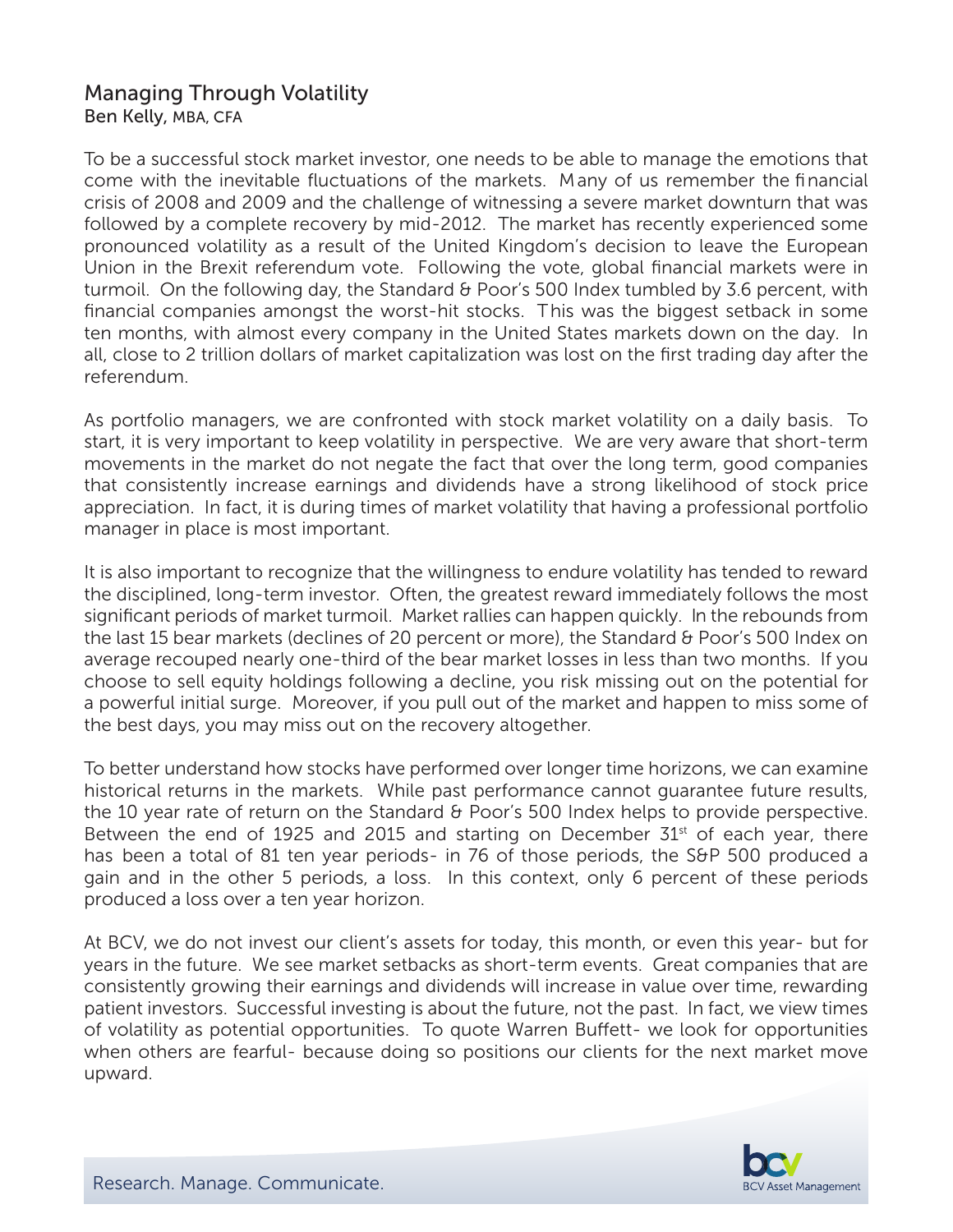## Managing Through Volatility

Ben Kelly, MBA, CFA

To be a successful stock market investor, one needs to be able to manage the emotions that come with the inevitable fluctuations of the markets. Many of us remember the financial crisis of 2008 and 2009 and the challenge of witnessing a severe market downturn that was followed by a complete recovery by mid-2012. The market has recently experienced some pronounced volatility as a result of the United Kingdom's decision to leave the European Union in the Brexit referendum vote. Following the vote, global financial markets were in turmoil. On the following day, the Standard & Poor's 500 Index tumbled by 3.6 percent, with financial companies amongst the worst-hit stocks. This was the biggest setback in some ten months, with almost every company in the United States markets down on the day. In all, close to 2 trillion dollars of market capitalization was lost on the first trading day after the referendum.

As portfolio managers, we are confronted with stock market volatility on a daily basis. To start, it is very important to keep volatility in perspective. We are very aware that short-term movements in the market do not negate the fact that over the long term, good companies that consistently increase earnings and dividends have a strong likelihood of stock price appreciation. In fact, it is during times of market volatility that having a professional portfolio manager in place is most important.

It is also important to recognize that the willingness to endure volatility has tended to reward the disciplined, long-term investor. Often, the greatest reward immediately follows the most significant periods of market turmoil. Market rallies can happen quickly. In the rebounds from the last 15 bear markets (declines of 20 percent or more), the Standard & Poor's 500 Index on average recouped nearly one-third of the bear market losses in less than two months. If you choose to sell equity holdings following a decline, you risk missing out on the potential for a powerful initial surge. Moreover, if you pull out of the market and happen to miss some of the best days, you may miss out on the recovery altogether.

To better understand how stocks have performed over longer time horizons, we can examine historical returns in the markets. While past performance cannot guarantee future results, the 10 year rate of return on the Standard & Poor's 500 Index helps to provide perspective. Between the end of 1925 and 2015 and starting on December 31st of each year, there has been a total of 81 ten year periods- in 76 of those periods, the S&P 500 produced a gain and in the other 5 periods, a loss. In this context, only 6 percent of these periods produced a loss over a ten year horizon.

At BCV, we do not invest our client's assets for today, this month, or even this year- but for years in the future. We see market setbacks as short-term events. Great companies that are consistently growing their earnings and dividends will increase in value over time, rewarding patient investors. Successful investing is about the future, not the past. In fact, we view times of volatility as potential opportunities. To quote Warren Buffett- we look for opportunities when others are fearful- because doing so positions our clients for the next market move upward.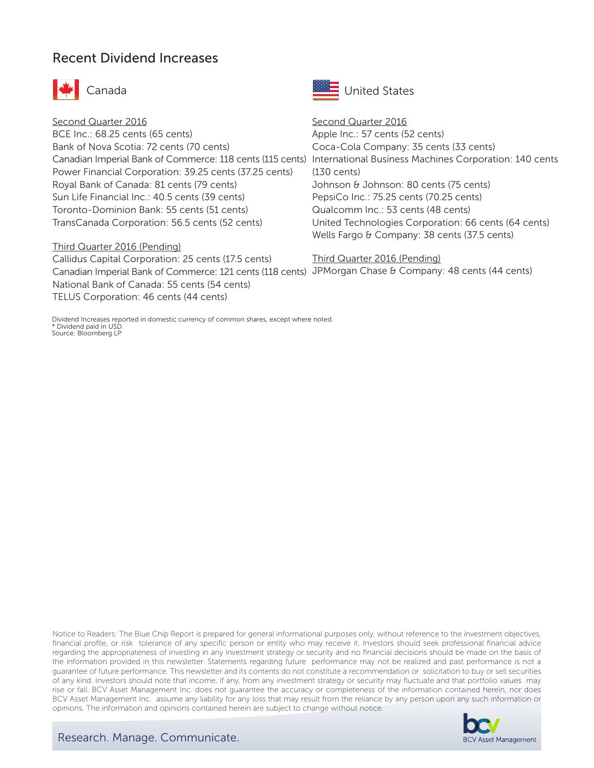## Recent Dividend Increases

### Canada

Second Quarter 2016

BCE Inc.: 68.25 cents (65 cents)
Bank of Nova Scotia: 72 cents (70 cents)
Canadian Imperial Bank of Commerce: 118 cents (115 cents)
Power Financial Corporation: 39.25 cents (37.25 cents)
Royal Bank of Canada: 81 cents (79 cents)
Sun Life Financial Inc.: 40.5 cents (39 cents)
Toronto-Dominion Bank: 55 cents (51 cents)
TransCanada Corporation: 56.5 cents (52 cents)

Third Quarter 2016 (Pending)

Callidus Capital Corporation: 25 cents (17.5 cents)
Canadian Imperial Bank of Commerce: 121 cents (118 cents)
National Bank of Canada: 55 cents (54 cents)
TELUS Corporation: 46 cents (44 cents)

### United States

Second Quarter 2016

Apple Inc.: 57 cents (52 cents)
Coca-Cola Company: 35 cents (33 cents)
International Business Machines Corporation: 140 cents (130 cents)
Johnson & Johnson: 80 cents (75 cents)
PepsiCo Inc.: 75.25 cents (70.25 cents)
Qualcomm Inc.: 53 cents (48 cents)
United Technologies Corporation: 66 cents (64 cents)
Wells Fargo & Company: 38 cents (37.5 cents)

Third Quarter 2016 (Pending)

JPMorgan Chase & Company: 48 cents (44 cents)

Dividend Increases reported in domestic currency of common shares, except where noted.
* Dividend paid in USD.
Source: Bloomberg LP

Notice to Readers: The Blue Chip Report is prepared for general informational purposes only, without reference to the investment objectives, financial profile, or risk tolerance of any specific person or entity who may receive it. Investors should seek professional financial advice regarding the appropriateness of investing in any investment strategy or security and no financial decisions should be made on the basis of the information provided in this newsletter. Statements regarding future performance may not be realized and past performance is not a guarantee of future performance. This newsletter and its contents do not constitute a recommendation or solicitation to buy or sell securities of any kind. Investors should note that income, if any, from any investment strategy or security may fluctuate and that portfolio values may rise or fall. BCV Asset Management Inc. does not guarantee the accuracy or completeness of the information contained herein, nor does BCV Asset Management Inc. assume any liability for any loss that may result from the reliance by any person upon any such information or opinions. The information and opinions contained herein are subject to change without notice.

Research. Manage. Communicate.

BCV Asset Management